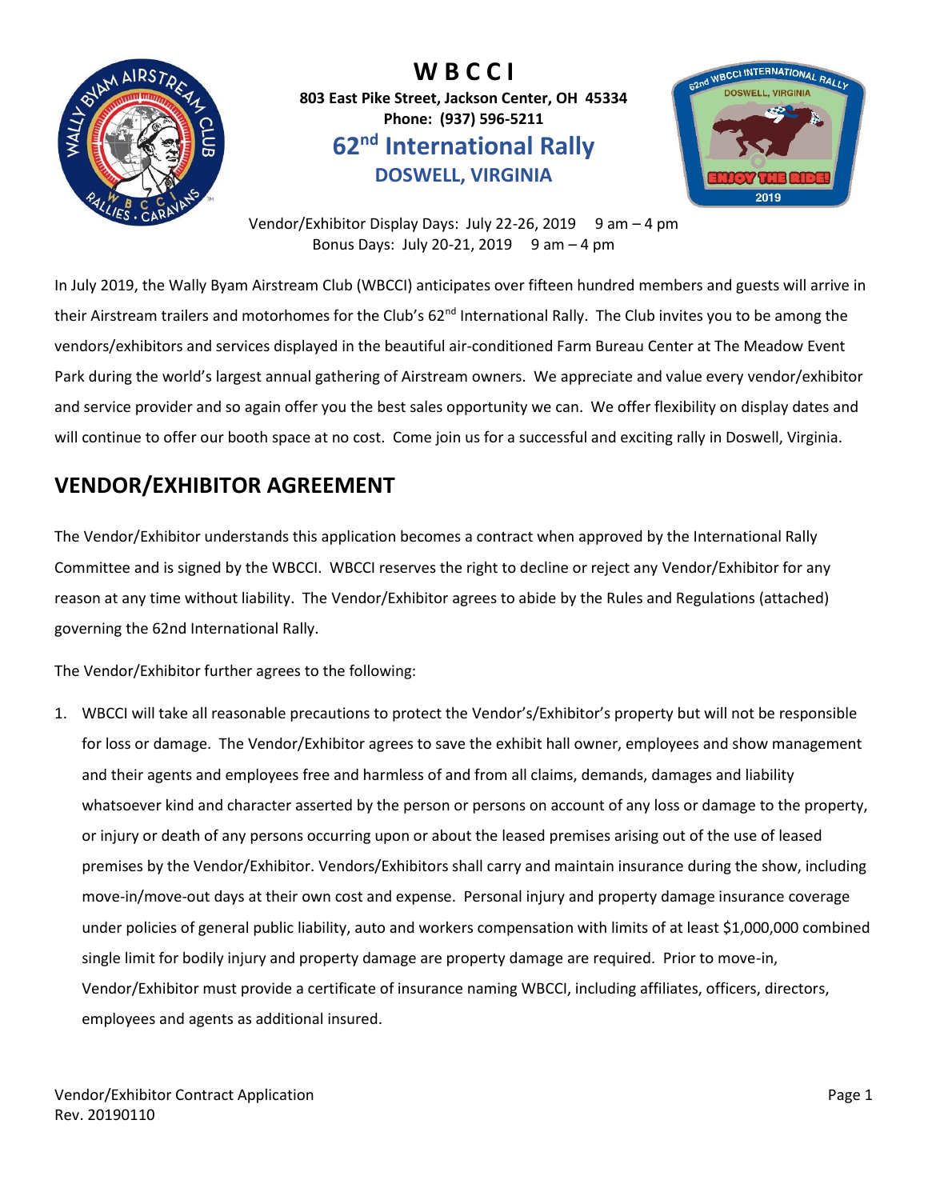# WBCCI

**803 East Pike Street, Jackson Center, OH 45334**
**Phone: (937) 596-5211**

## 62nd International Rally

### DOSWELL, VIRGINIA

Vendor/Exhibitor Display Days: July 22-26, 2019 9 am – 4 pm
Bonus Days: July 20-21, 2019 9 am – 4 pm

In July 2019, the Wally Byam Airstream Club (WBCCI) anticipates over fifteen hundred members and guests will arrive in their Airstream trailers and motorhomes for the Club's 62nd International Rally. The Club invites you to be among the vendors/exhibitors and services displayed in the beautiful air-conditioned Farm Bureau Center at The Meadow Event Park during the world's largest annual gathering of Airstream owners. We appreciate and value every vendor/exhibitor and service provider and so again offer you the best sales opportunity we can. We offer flexibility on display dates and will continue to offer our booth space at no cost. Come join us for a successful and exciting rally in Doswell, Virginia.

## VENDOR/EXHIBITOR AGREEMENT

The Vendor/Exhibitor understands this application becomes a contract when approved by the International Rally Committee and is signed by the WBCCI. WBCCI reserves the right to decline or reject any Vendor/Exhibitor for any reason at any time without liability. The Vendor/Exhibitor agrees to abide by the Rules and Regulations (attached) governing the 62nd International Rally.

The Vendor/Exhibitor further agrees to the following:

1. WBCCI will take all reasonable precautions to protect the Vendor's/Exhibitor's property but will not be responsible for loss or damage. The Vendor/Exhibitor agrees to save the exhibit hall owner, employees and show management and their agents and employees free and harmless of and from all claims, demands, damages and liability whatsoever kind and character asserted by the person or persons on account of any loss or damage to the property, or injury or death of any persons occurring upon or about the leased premises arising out of the use of leased premises by the Vendor/Exhibitor. Vendors/Exhibitors shall carry and maintain insurance during the show, including move-in/move-out days at their own cost and expense. Personal injury and property damage insurance coverage under policies of general public liability, auto and workers compensation with limits of at least $1,000,000 combined single limit for bodily injury and property damage are property damage are required. Prior to move-in, Vendor/Exhibitor must provide a certificate of insurance naming WBCCI, including affiliates, officers, directors, employees and agents as additional insured.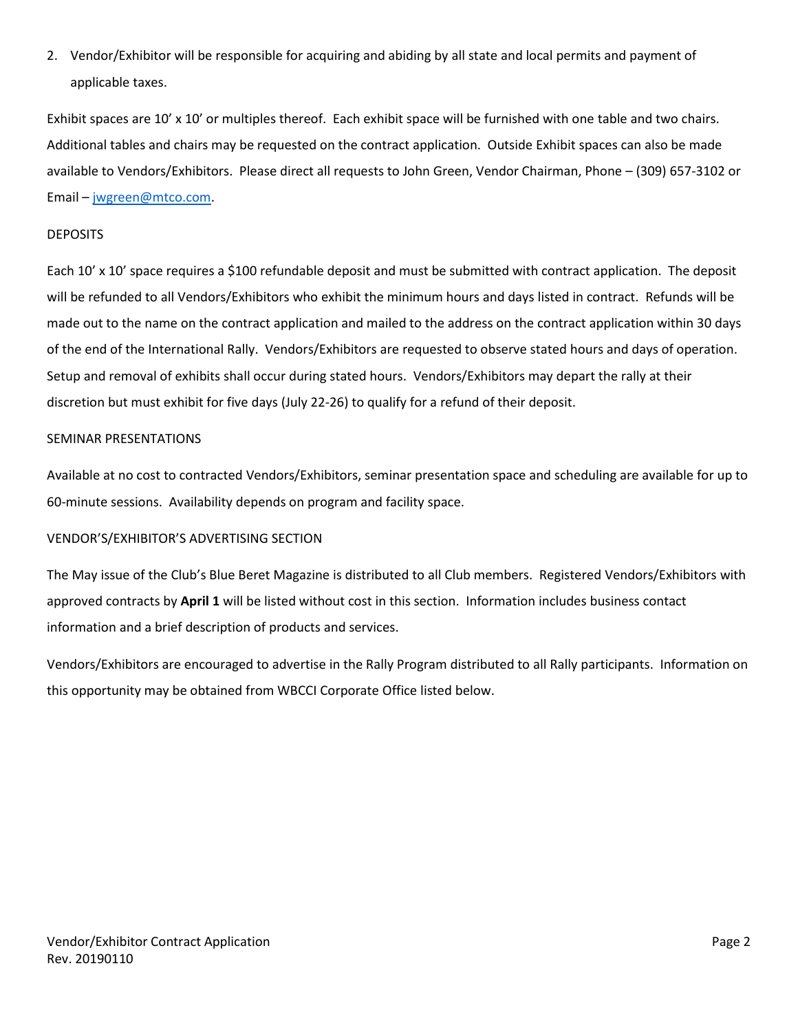2. Vendor/Exhibitor will be responsible for acquiring and abiding by all state and local permits and payment of applicable taxes.

Exhibit spaces are 10' x 10' or multiples thereof. Each exhibit space will be furnished with one table and two chairs. Additional tables and chairs may be requested on the contract application. Outside Exhibit spaces can also be made available to Vendors/Exhibitors. Please direct all requests to John Green, Vendor Chairman, Phone – (309) 657-3102 or Email – jwgreen@mtco.com.

DEPOSITS

Each 10' x 10' space requires a $100 refundable deposit and must be submitted with contract application. The deposit will be refunded to all Vendors/Exhibitors who exhibit the minimum hours and days listed in contract. Refunds will be made out to the name on the contract application and mailed to the address on the contract application within 30 days of the end of the International Rally. Vendors/Exhibitors are requested to observe stated hours and days of operation. Setup and removal of exhibits shall occur during stated hours. Vendors/Exhibitors may depart the rally at their discretion but must exhibit for five days (July 22-26) to qualify for a refund of their deposit.

SEMINAR PRESENTATIONS

Available at no cost to contracted Vendors/Exhibitors, seminar presentation space and scheduling are available for up to 60-minute sessions. Availability depends on program and facility space.

VENDOR'S/EXHIBITOR'S ADVERTISING SECTION

The May issue of the Club's Blue Beret Magazine is distributed to all Club members. Registered Vendors/Exhibitors with approved contracts by **April 1** will be listed without cost in this section. Information includes business contact information and a brief description of products and services.

Vendors/Exhibitors are encouraged to advertise in the Rally Program distributed to all Rally participants. Information on this opportunity may be obtained from WBCCI Corporate Office listed below.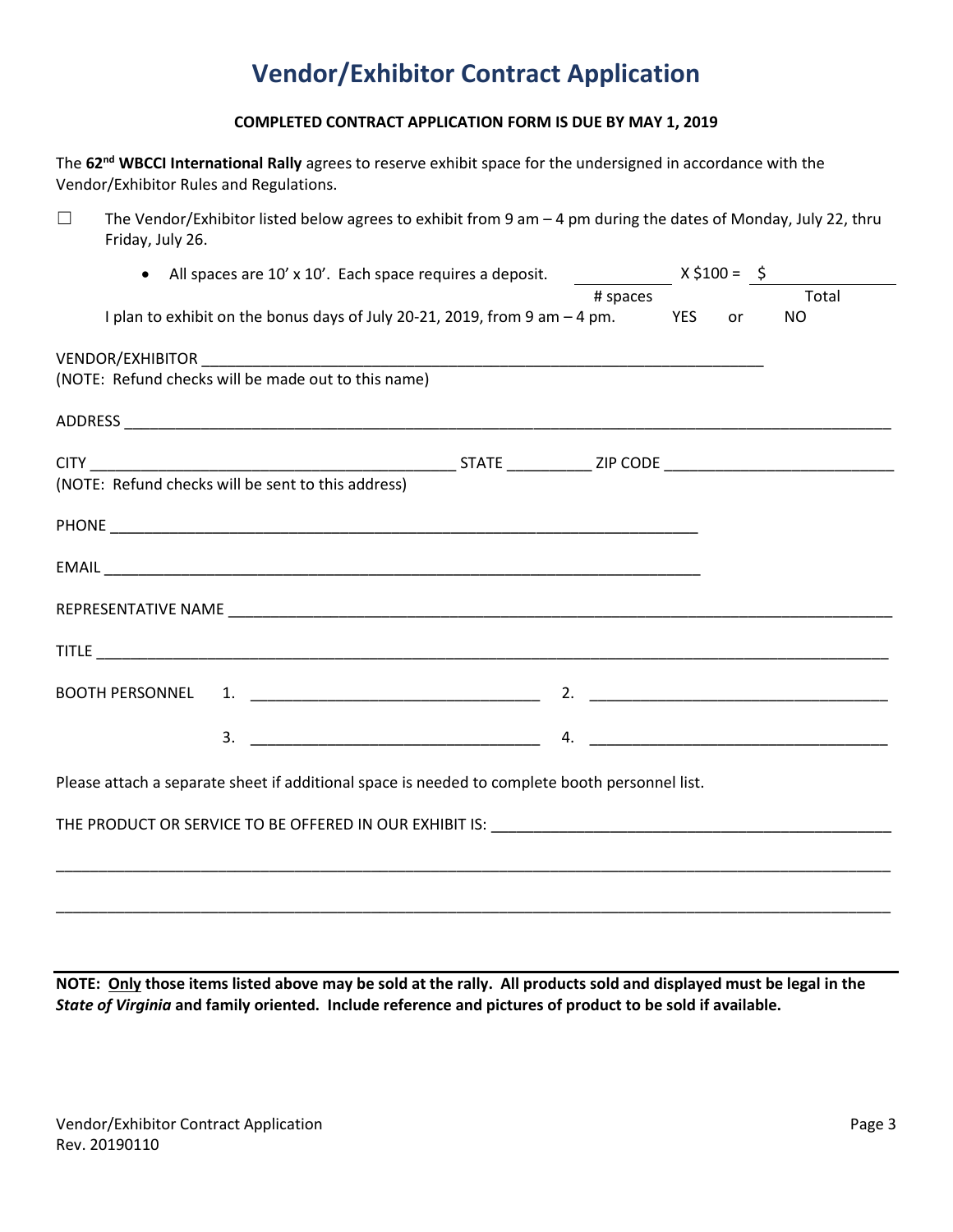# Vendor/Exhibitor Contract Application

**COMPLETED CONTRACT APPLICATION FORM IS DUE BY MAY 1, 2019**

The **62nd WBCCI International Rally** agrees to reserve exhibit space for the undersigned in accordance with the Vendor/Exhibitor Rules and Regulations.

☐ The Vendor/Exhibitor listed below agrees to exhibit from 9 am – 4 pm during the dates of Monday, July 22, thru Friday, July 26.

- All spaces are 10' x 10'. Each space requires a deposit. ____________ X $100 = $ ____________
  
  \# spaces Total

I plan to exhibit on the bonus days of July 20-21, 2019, from 9 am – 4 pm. YES or NO

VENDOR/EXHIBITOR ______________________________________________
(NOTE: Refund checks will be made out to this name)

ADDRESS ______________________________________________

CITY ______________________ STATE __________ ZIP CODE ______________________
(NOTE: Refund checks will be sent to this address)

PHONE ______________________________________________

EMAIL ______________________________________________

REPRESENTATIVE NAME ______________________________________________

TITLE ______________________________________________

BOOTH PERSONNEL 1. ______________________ 2. ______________________

3. ______________________ 4. ______________________

Please attach a separate sheet if additional space is needed to complete booth personnel list.

THE PRODUCT OR SERVICE TO BE OFFERED IN OUR EXHIBIT IS: ______________________________________________

______________________________________________

______________________________________________

**NOTE: Only those items listed above may be sold at the rally. All products sold and displayed must be legal in the *State of Virginia* and family oriented. Include reference and pictures of product to be sold if available.**

Vendor/Exhibitor Contract Application
Rev. 20190110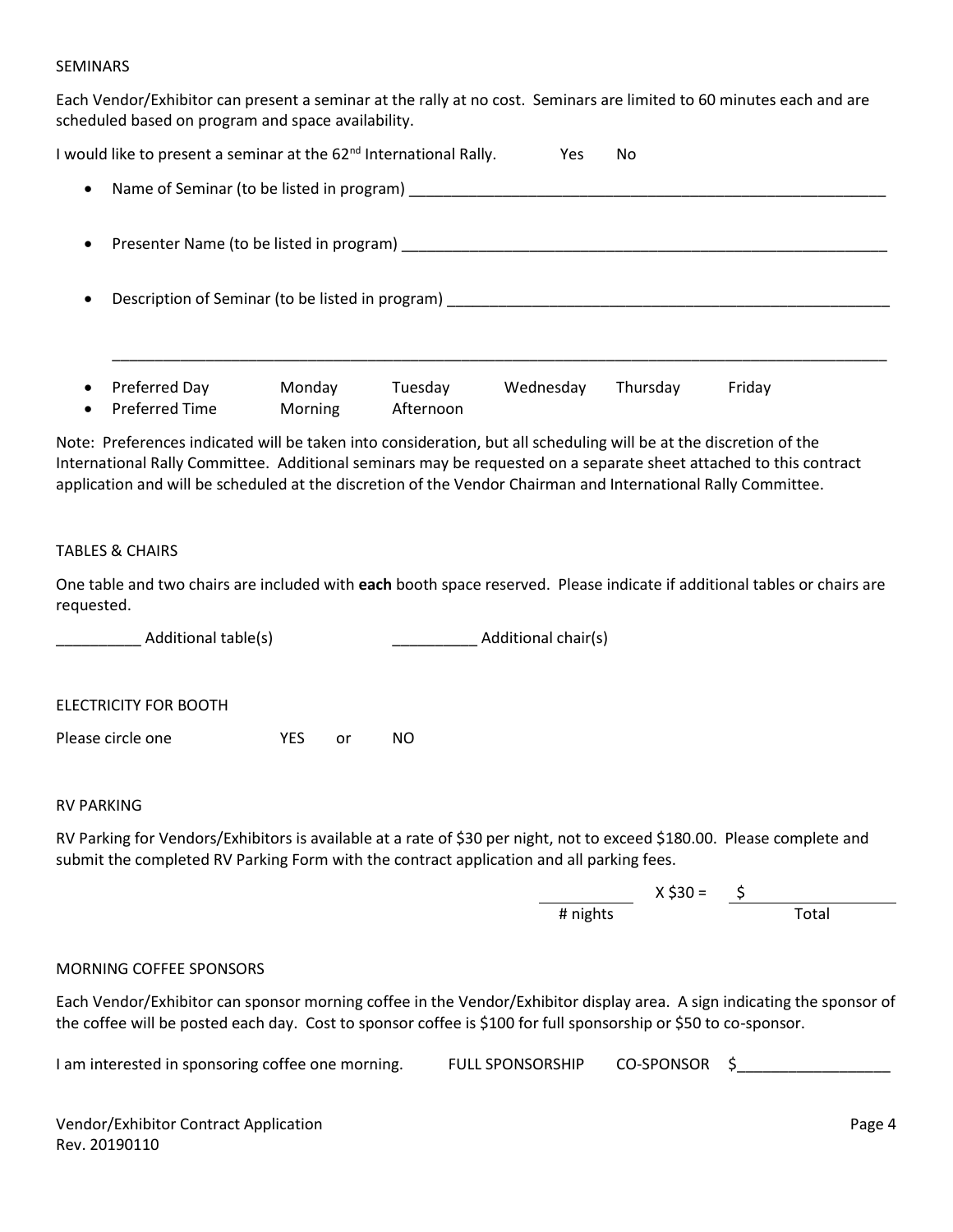## SEMINARS

Each Vendor/Exhibitor can present a seminar at the rally at no cost. Seminars are limited to 60 minutes each and are scheduled based on program and space availability.

I would like to present a seminar at the 62nd International Rally. Yes No

- Name of Seminar (to be listed in program) ______________________________________________________________

- Presenter Name (to be listed in program) ______________________________________________________________

- Description of Seminar (to be listed in program) ______________________________________________________

  ____________________________________________________________________________________________________

- Preferred Day Monday Tuesday Wednesday Thursday Friday
- Preferred Time Morning Afternoon

Note: Preferences indicated will be taken into consideration, but all scheduling will be at the discretion of the International Rally Committee. Additional seminars may be requested on a separate sheet attached to this contract application and will be scheduled at the discretion of the Vendor Chairman and International Rally Committee.

## TABLES & CHAIRS

One table and two chairs are included with **each** booth space reserved. Please indicate if additional tables or chairs are requested.

__________ Additional table(s) __________ Additional chair(s)

## ELECTRICITY FOR BOOTH

Please circle one YES or NO

## RV PARKING

RV Parking for Vendors/Exhibitors is available at a rate of $30 per night, not to exceed $180.00. Please complete and submit the completed RV Parking Form with the contract application and all parking fees.

__________ X $30 = $__________
# nights Total

## MORNING COFFEE SPONSORS

Each Vendor/Exhibitor can sponsor morning coffee in the Vendor/Exhibitor display area. A sign indicating the sponsor of the coffee will be posted each day. Cost to sponsor coffee is $100 for full sponsorship or $50 to co-sponsor.

I am interested in sponsoring coffee one morning. FULL SPONSORSHIP CO-SPONSOR $__________________

Vendor/Exhibitor Contract Application
Rev. 20190110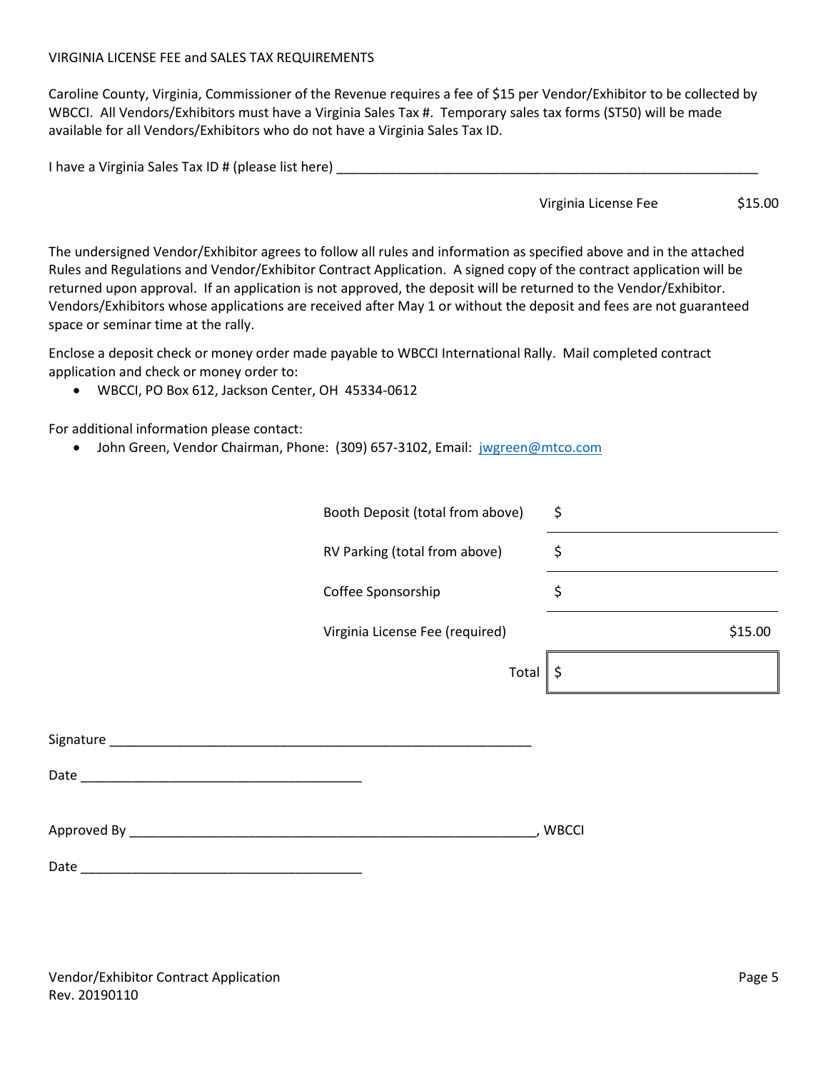VIRGINIA LICENSE FEE and SALES TAX REQUIREMENTS

Caroline County, Virginia, Commissioner of the Revenue requires a fee of $15 per Vendor/Exhibitor to be collected by WBCCI. All Vendors/Exhibitors must have a Virginia Sales Tax #. Temporary sales tax forms (ST50) will be made available for all Vendors/Exhibitors who do not have a Virginia Sales Tax ID.

I have a Virginia Sales Tax ID # (please list here) ____________________________________________________________

Virginia License Fee $15.00

The undersigned Vendor/Exhibitor agrees to follow all rules and information as specified above and in the attached Rules and Regulations and Vendor/Exhibitor Contract Application. A signed copy of the contract application will be returned upon approval. If an application is not approved, the deposit will be returned to the Vendor/Exhibitor. Vendors/Exhibitors whose applications are received after May 1 or without the deposit and fees are not guaranteed space or seminar time at the rally.

Enclose a deposit check or money order made payable to WBCCI International Rally. Mail completed contract application and check or money order to:

- WBCCI, PO Box 612, Jackson Center, OH 45334-0612

For additional information please contact:

- John Green, Vendor Chairman, Phone: (309) 657-3102, Email: jwgreen@mtco.com

| | |
|---|---|
| Booth Deposit (total from above) | $ |
| RV Parking (total from above) | $ |
| Coffee Sponsorship | $ |
| Virginia License Fee (required) | $15.00 |
| Total | $ |

Signature ____________________________________________________________

Date ________________________________________

Approved By __________________________________________________________, WBCCI

Date ________________________________________

Vendor/Exhibitor Contract Application
Rev. 20190110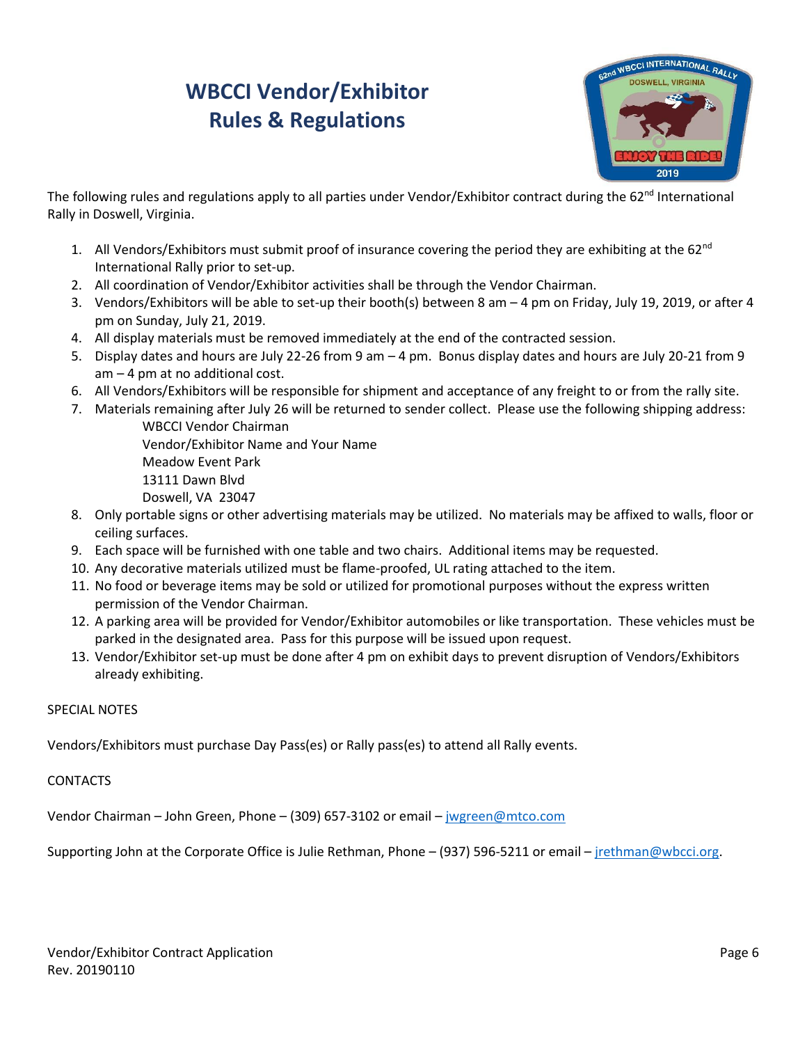# WBCCI Vendor/Exhibitor Rules & Regulations

The following rules and regulations apply to all parties under Vendor/Exhibitor contract during the 62nd International Rally in Doswell, Virginia.

1. All Vendors/Exhibitors must submit proof of insurance covering the period they are exhibiting at the 62nd International Rally prior to set-up.
2. All coordination of Vendor/Exhibitor activities shall be through the Vendor Chairman.
3. Vendors/Exhibitors will be able to set-up their booth(s) between 8 am – 4 pm on Friday, July 19, 2019, or after 4 pm on Sunday, July 21, 2019.
4. All display materials must be removed immediately at the end of the contracted session.
5. Display dates and hours are July 22-26 from 9 am – 4 pm. Bonus display dates and hours are July 20-21 from 9 am – 4 pm at no additional cost.
6. All Vendors/Exhibitors will be responsible for shipment and acceptance of any freight to or from the rally site.
7. Materials remaining after July 26 will be returned to sender collect. Please use the following shipping address:
   WBCCI Vendor Chairman
   Vendor/Exhibitor Name and Your Name
   Meadow Event Park
   13111 Dawn Blvd
   Doswell, VA 23047
8. Only portable signs or other advertising materials may be utilized. No materials may be affixed to walls, floor or ceiling surfaces.
9. Each space will be furnished with one table and two chairs. Additional items may be requested.
10. Any decorative materials utilized must be flame-proofed, UL rating attached to the item.
11. No food or beverage items may be sold or utilized for promotional purposes without the express written permission of the Vendor Chairman.
12. A parking area will be provided for Vendor/Exhibitor automobiles or like transportation. These vehicles must be parked in the designated area. Pass for this purpose will be issued upon request.
13. Vendor/Exhibitor set-up must be done after 4 pm on exhibit days to prevent disruption of Vendors/Exhibitors already exhibiting.

SPECIAL NOTES

Vendors/Exhibitors must purchase Day Pass(es) or Rally pass(es) to attend all Rally events.

CONTACTS

Vendor Chairman – John Green, Phone – (309) 657-3102 or email – jwgreen@mtco.com

Supporting John at the Corporate Office is Julie Rethman, Phone – (937) 596-5211 or email – jrethman@wbcci.org.

Vendor/Exhibitor Contract Application
Rev. 20190110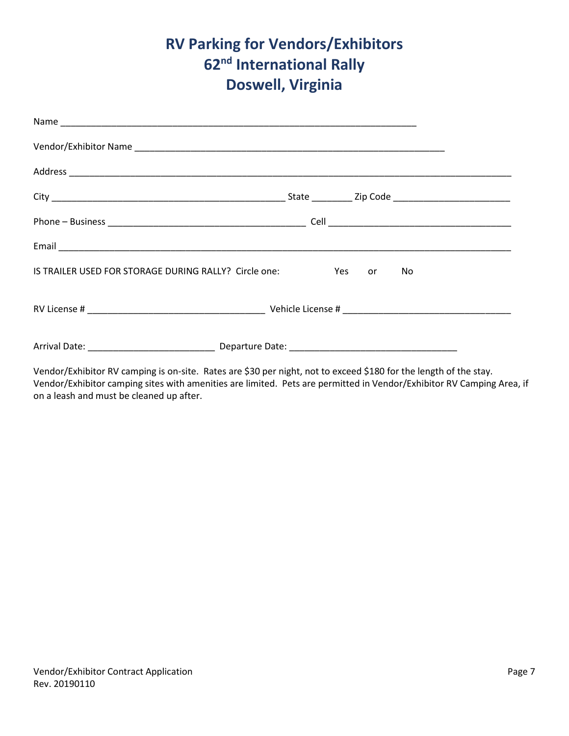# RV Parking for Vendors/Exhibitors
# 62nd International Rally
# Doswell, Virginia

Name ___________________________________________________________________________

Vendor/Exhibitor Name __________________________________________________________________

Address _________________________________________________________________________________________

City _____________________________________________ State ________ Zip Code _______________________

Phone – Business ______________________________________ Cell ____________________________________

Email ___________________________________________________________________________________________

IS TRAILER USED FOR STORAGE DURING RALLY? Circle one: Yes or No

RV License # __________________________________ Vehicle License # ________________________________

Arrival Date: ________________________ Departure Date: ________________________________

Vendor/Exhibitor RV camping is on-site. Rates are $30 per night, not to exceed $180 for the length of the stay. Vendor/Exhibitor camping sites with amenities are limited. Pets are permitted in Vendor/Exhibitor RV Camping Area, if on a leash and must be cleaned up after.

Vendor/Exhibitor Contract Application
Rev. 20190110